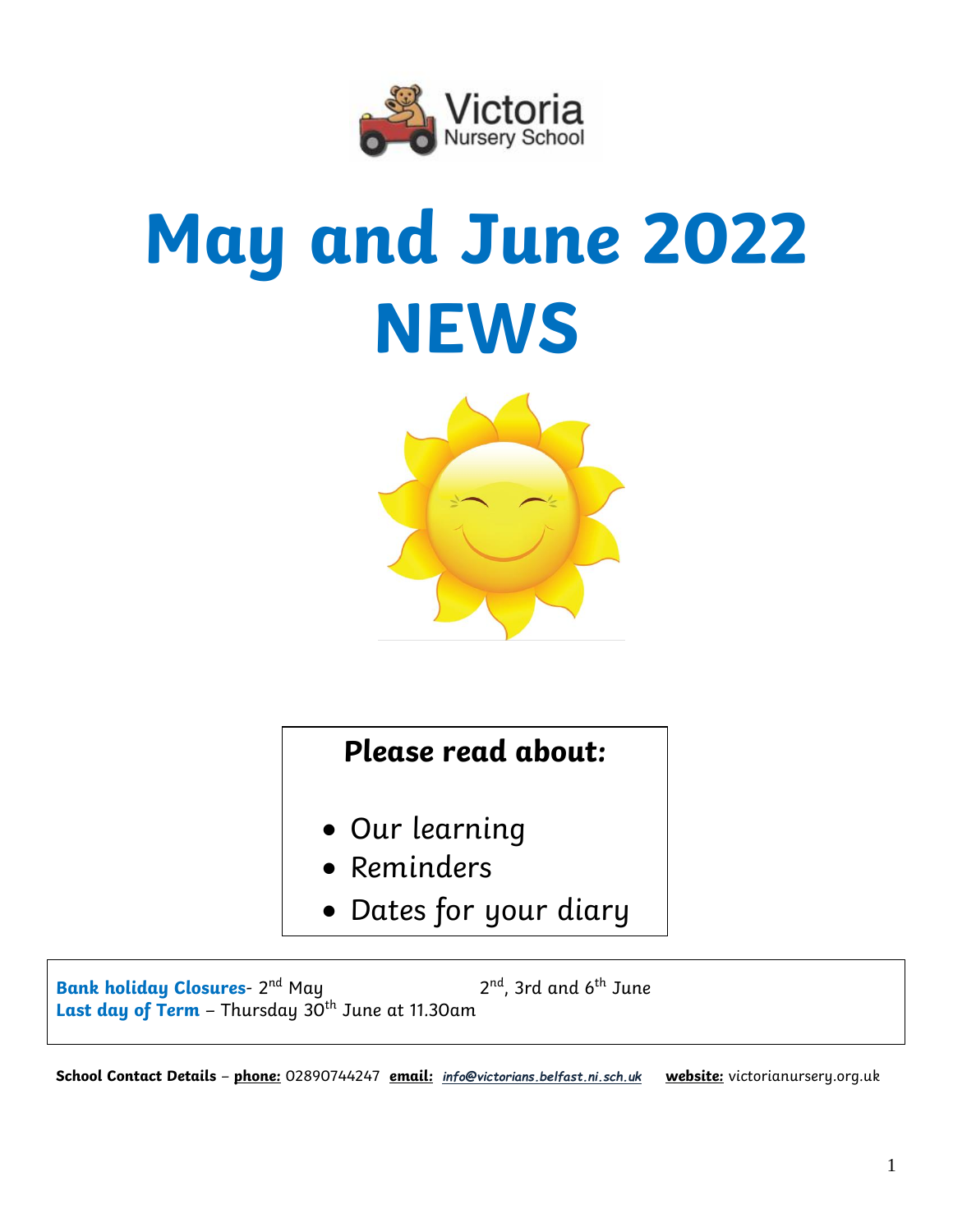Victoria Nursery School

# May and June 2022 NEWS

**Please read about:**

- Our learning
- Reminders
- Dates for your diary

**Bank holiday Closures**- 2nd May 2nd, 3rd and 6th June
**Last day of Term** – Thursday 30th June at 11.30am

**School Contact Details** – **phone:** 02890744247 **email:** *info@victorians.belfast.ni.sch.uk* **website:** victorianursery.org.uk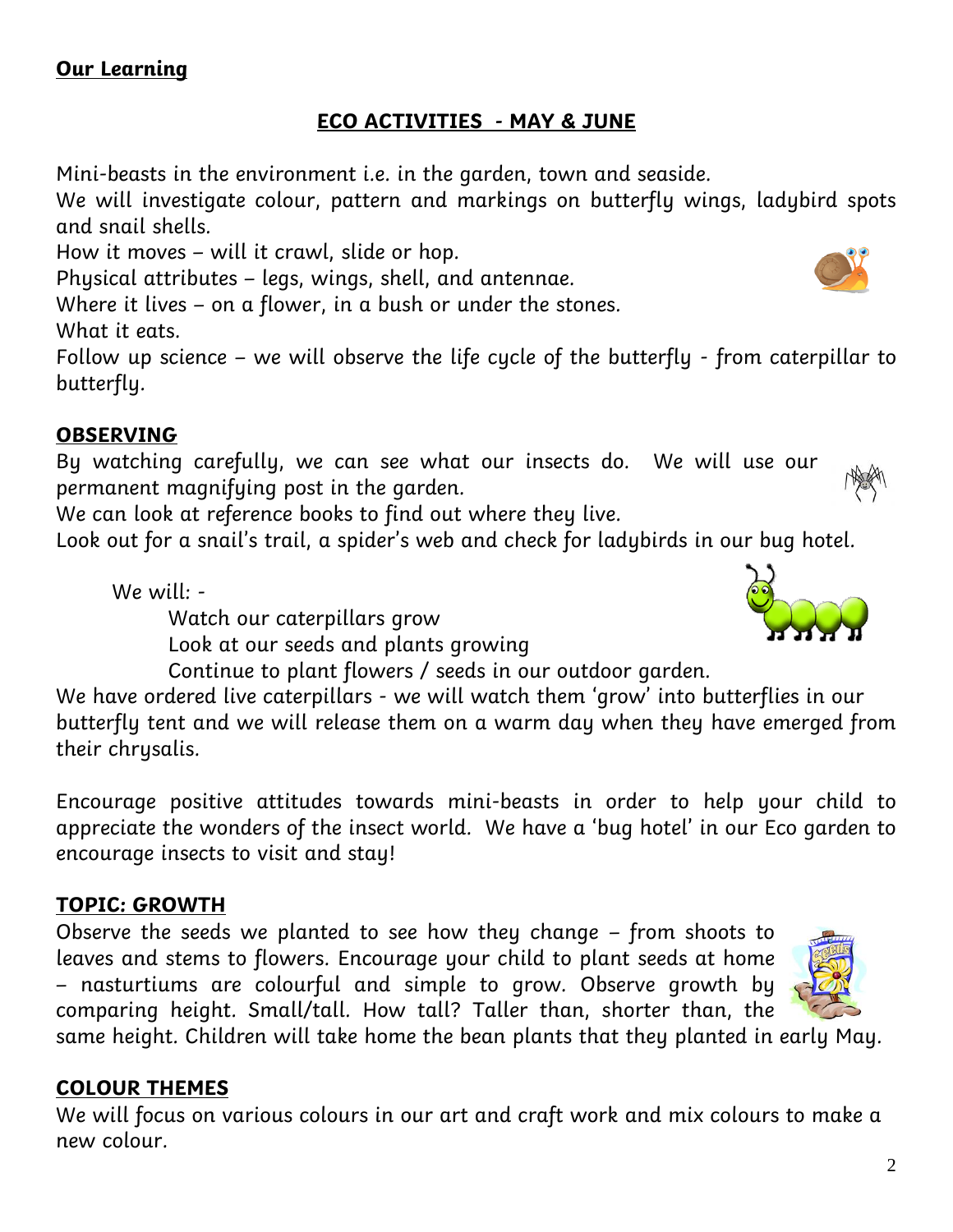**Our Learning**

## ECO ACTIVITIES - MAY & JUNE

Mini-beasts in the environment i.e. in the garden, town and seaside.
We will investigate colour, pattern and markings on butterfly wings, ladybird spots and snail shells.
How it moves – will it crawl, slide or hop.
Physical attributes – legs, wings, shell, and antennae.
Where it lives – on a flower, in a bush or under the stones.
What it eats.
Follow up science – we will observe the life cycle of the butterfly - from caterpillar to butterfly.

### OBSERVING

By watching carefully, we can see what our insects do. We will use our permanent magnifying post in the garden.
We can look at reference books to find out where they live.
Look out for a snail's trail, a spider's web and check for ladybirds in our bug hotel.

We will: -

- Watch our caterpillars grow
- Look at our seeds and plants growing
- Continue to plant flowers / seeds in our outdoor garden.

We have ordered live caterpillars - we will watch them 'grow' into butterflies in our butterfly tent and we will release them on a warm day when they have emerged from their chrysalis.

Encourage positive attitudes towards mini-beasts in order to help your child to appreciate the wonders of the insect world. We have a 'bug hotel' in our Eco garden to encourage insects to visit and stay!

### TOPIC: GROWTH

Observe the seeds we planted to see how they change – from shoots to leaves and stems to flowers. Encourage your child to plant seeds at home – nasturtiums are colourful and simple to grow. Observe growth by comparing height. Small/tall. How tall? Taller than, shorter than, the same height. Children will take home the bean plants that they planted in early May.

### COLOUR THEMES

We will focus on various colours in our art and craft work and mix colours to make a new colour.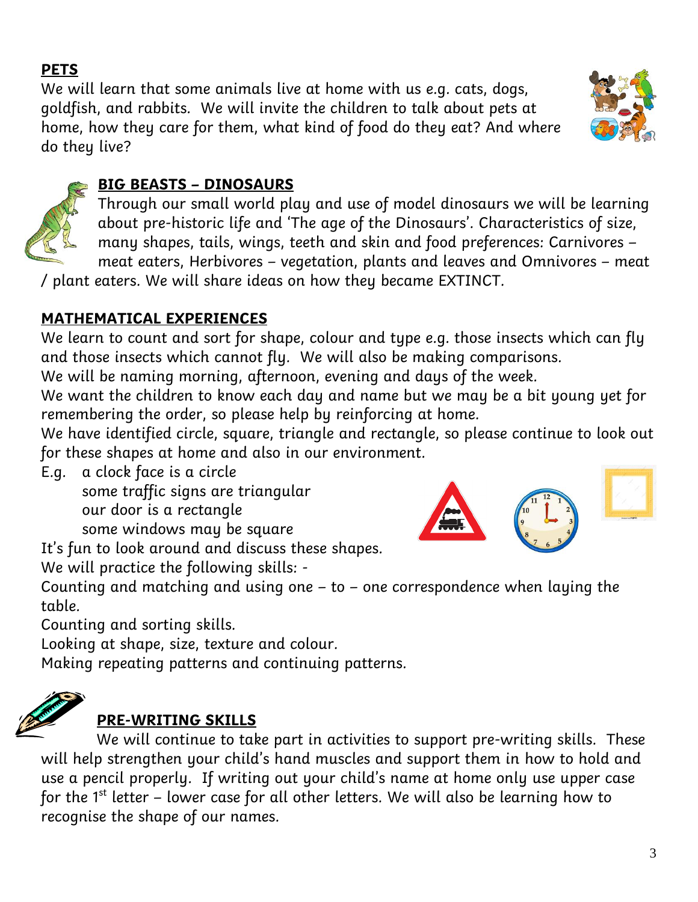**PETS**

We will learn that some animals live at home with us e.g. cats, dogs, goldfish, and rabbits. We will invite the children to talk about pets at home, how they care for them, what kind of food do they eat? And where do they live?

**BIG BEASTS – DINOSAURS**

Through our small world play and use of model dinosaurs we will be learning about pre-historic life and 'The age of the Dinosaurs'. Characteristics of size, many shapes, tails, wings, teeth and skin and food preferences: Carnivores – meat eaters, Herbivores – vegetation, plants and leaves and Omnivores – meat / plant eaters. We will share ideas on how they became EXTINCT.

**MATHEMATICAL EXPERIENCES**

We learn to count and sort for shape, colour and type e.g. those insects which can fly and those insects which cannot fly. We will also be making comparisons.
We will be naming morning, afternoon, evening and days of the week.
We want the children to know each day and name but we may be a bit young yet for remembering the order, so please help by reinforcing at home.
We have identified circle, square, triangle and rectangle, so please continue to look out for these shapes at home and also in our environment.

E.g. a clock face is a circle
some traffic signs are triangular
our door is a rectangle
some windows may be square

It's fun to look around and discuss these shapes.
We will practice the following skills: -
Counting and matching and using one – to – one correspondence when laying the table.
Counting and sorting skills.
Looking at shape, size, texture and colour.
Making repeating patterns and continuing patterns.

**PRE-WRITING SKILLS**

We will continue to take part in activities to support pre-writing skills. These will help strengthen your child's hand muscles and support them in how to hold and use a pencil properly. If writing out your child's name at home only use upper case for the 1st letter – lower case for all other letters. We will also be learning how to recognise the shape of our names.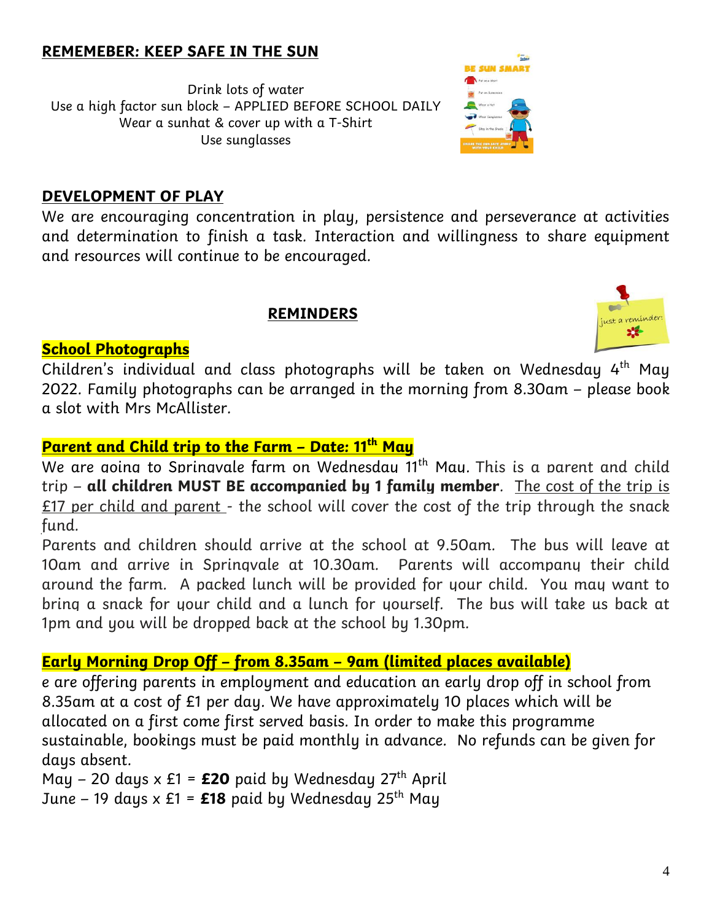## **REMEMEBER: KEEP SAFE IN THE SUN**

Drink lots of water
Use a high factor sun block – APPLIED BEFORE SCHOOL DAILY
Wear a sunhat & cover up with a T-Shirt
Use sunglasses

## **DEVELOPMENT OF PLAY**

We are encouraging concentration in play, persistence and perseverance at activities and determination to finish a task. Interaction and willingness to share equipment and resources will continue to be encouraged.

## **REMINDERS**

### **School Photographs**

Children's individual and class photographs will be taken on Wednesday 4th May 2022. Family photographs can be arranged in the morning from 8.30am – please book a slot with Mrs McAllister.

### **Parent and Child trip to the Farm – Date: 11th May**

We are going to Springvale farm on Wednesday 11th May. This is a parent and child trip – **all children MUST BE accompanied by 1 family member**. The cost of the trip is £17 per child and parent - the school will cover the cost of the trip through the snack fund.

Parents and children should arrive at the school at 9.50am. The bus will leave at 10am and arrive in Springvale at 10.30am. Parents will accompany their child around the farm. A packed lunch will be provided for your child. You may want to bring a snack for your child and a lunch for yourself. The bus will take us back at 1pm and you will be dropped back at the school by 1.30pm.

### **Early Morning Drop Off – from 8.35am – 9am (limited places available)**

e are offering parents in employment and education an early drop off in school from 8.35am at a cost of £1 per day. We have approximately 10 places which will be allocated on a first come first served basis. In order to make this programme sustainable, bookings must be paid monthly in advance. No refunds can be given for days absent.

May – 20 days x £1 = **£20** paid by Wednesday 27th April
June – 19 days x £1 = **£18** paid by Wednesday 25th May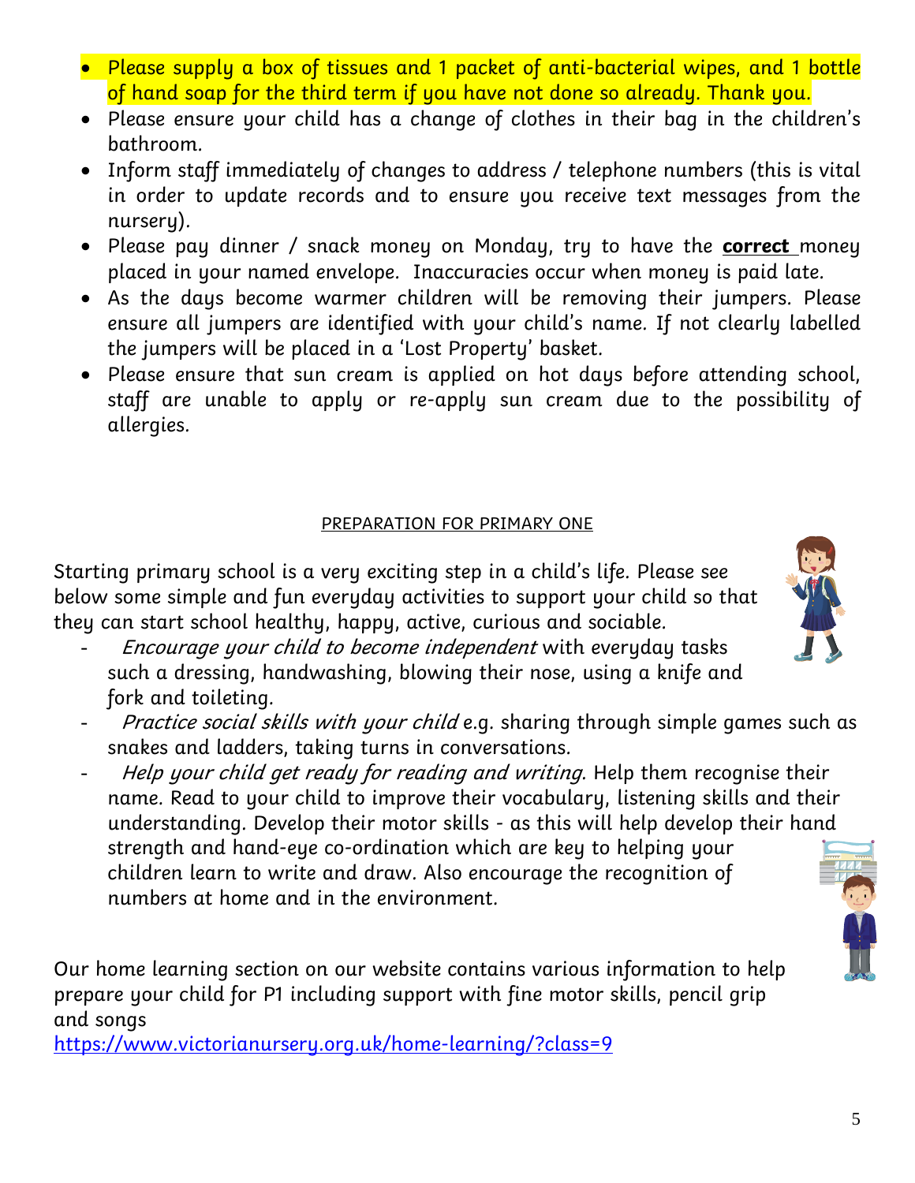- Please supply a box of tissues and 1 packet of anti-bacterial wipes, and 1 bottle of hand soap for the third term if you have not done so already. Thank you.
- Please ensure your child has a change of clothes in their bag in the children's bathroom.
- Inform staff immediately of changes to address / telephone numbers (this is vital in order to update records and to ensure you receive text messages from the nursery).
- Please pay dinner / snack money on Monday, try to have the **correct** money placed in your named envelope. Inaccuracies occur when money is paid late.
- As the days become warmer children will be removing their jumpers. Please ensure all jumpers are identified with your child's name. If not clearly labelled the jumpers will be placed in a 'Lost Property' basket.
- Please ensure that sun cream is applied on hot days before attending school, staff are unable to apply or re-apply sun cream due to the possibility of allergies.

## PREPARATION FOR PRIMARY ONE

Starting primary school is a very exciting step in a child's life. Please see below some simple and fun everyday activities to support your child so that they can start school healthy, happy, active, curious and sociable.

- *Encourage your child to become independent* with everyday tasks such a dressing, handwashing, blowing their nose, using a knife and fork and toileting.
- *Practice social skills with your child* e.g. sharing through simple games such as snakes and ladders, taking turns in conversations.
- *Help your child get ready for reading and writing*. Help them recognise their name. Read to your child to improve their vocabulary, listening skills and their understanding. Develop their motor skills - as this will help develop their hand strength and hand-eye co-ordination which are key to helping your children learn to write and draw. Also encourage the recognition of numbers at home and in the environment.

Our home learning section on our website contains various information to help prepare your child for P1 including support with fine motor skills, pencil grip and songs
https://www.victorianursery.org.uk/home-learning/?class=9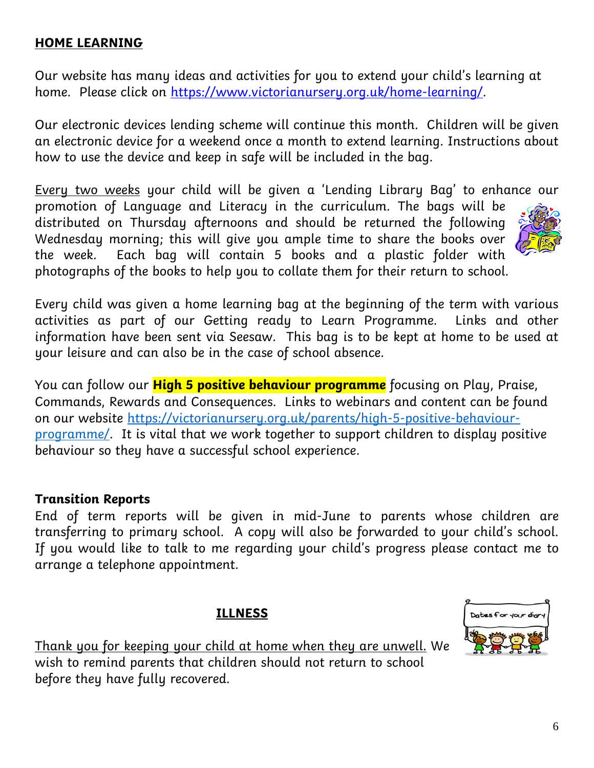## HOME LEARNING

Our website has many ideas and activities for you to extend your child's learning at home. Please click on https://www.victorianursery.org.uk/home-learning/.

Our electronic devices lending scheme will continue this month. Children will be given an electronic device for a weekend once a month to extend learning. Instructions about how to use the device and keep in safe will be included in the bag.

Every two weeks your child will be given a 'Lending Library Bag' to enhance our promotion of Language and Literacy in the curriculum. The bags will be distributed on Thursday afternoons and should be returned the following Wednesday morning; this will give you ample time to share the books over the week. Each bag will contain 5 books and a plastic folder with photographs of the books to help you to collate them for their return to school.

Every child was given a home learning bag at the beginning of the term with various activities as part of our Getting ready to Learn Programme. Links and other information have been sent via Seesaw. This bag is to be kept at home to be used at your leisure and can also be in the case of school absence.

You can follow our **High 5 positive behaviour programme** focusing on Play, Praise, Commands, Rewards and Consequences. Links to webinars and content can be found on our website https://victorianursery.org.uk/parents/high-5-positive-behaviour-programme/. It is vital that we work together to support children to display positive behaviour so they have a successful school experience.

**Transition Reports**

End of term reports will be given in mid-June to parents whose children are transferring to primary school. A copy will also be forwarded to your child's school. If you would like to talk to me regarding your child's progress please contact me to arrange a telephone appointment.

## ILLNESS

Thank you for keeping your child at home when they are unwell. We wish to remind parents that children should not return to school before they have fully recovered.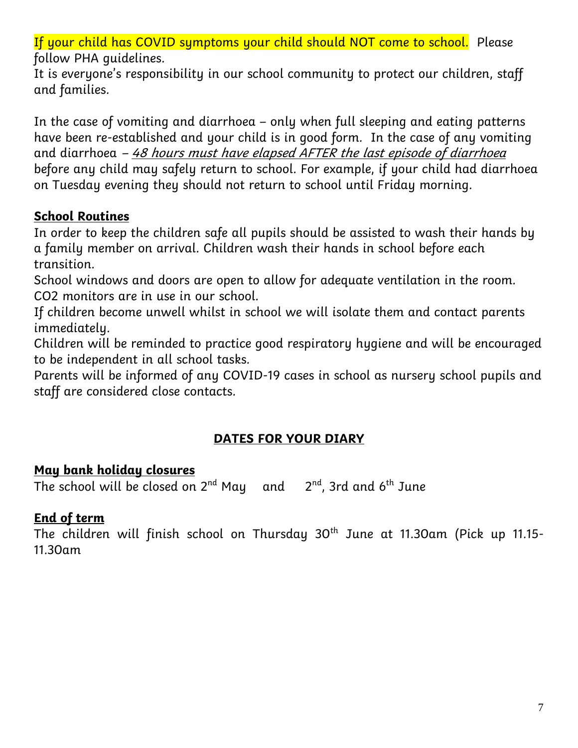If your child has COVID symptoms your child should NOT come to school. Please follow PHA guidelines.
It is everyone's responsibility in our school community to protect our children, staff and families.

In the case of vomiting and diarrhoea – only when full sleeping and eating patterns have been re-established and your child is in good form. In the case of any vomiting and diarrhoea – *48 hours must have elapsed AFTER the last episode of diarrhoea* before any child may safely return to school. For example, if your child had diarrhoea on Tuesday evening they should not return to school until Friday morning.

**School Routines**

In order to keep the children safe all pupils should be assisted to wash their hands by a family member on arrival. Children wash their hands in school before each transition.
School windows and doors are open to allow for adequate ventilation in the room.
$CO_2$ monitors are in use in our school.
If children become unwell whilst in school we will isolate them and contact parents immediately.
Children will be reminded to practice good respiratory hygiene and will be encouraged to be independent in all school tasks.
Parents will be informed of any COVID-19 cases in school as nursery school pupils and staff are considered close contacts.

## DATES FOR YOUR DIARY

**May bank holiday closures**

The school will be closed on 2nd May and 2nd, 3rd and 6th June

**End of term**

The children will finish school on Thursday 30th June at 11.30am (Pick up 11.15-11.30am